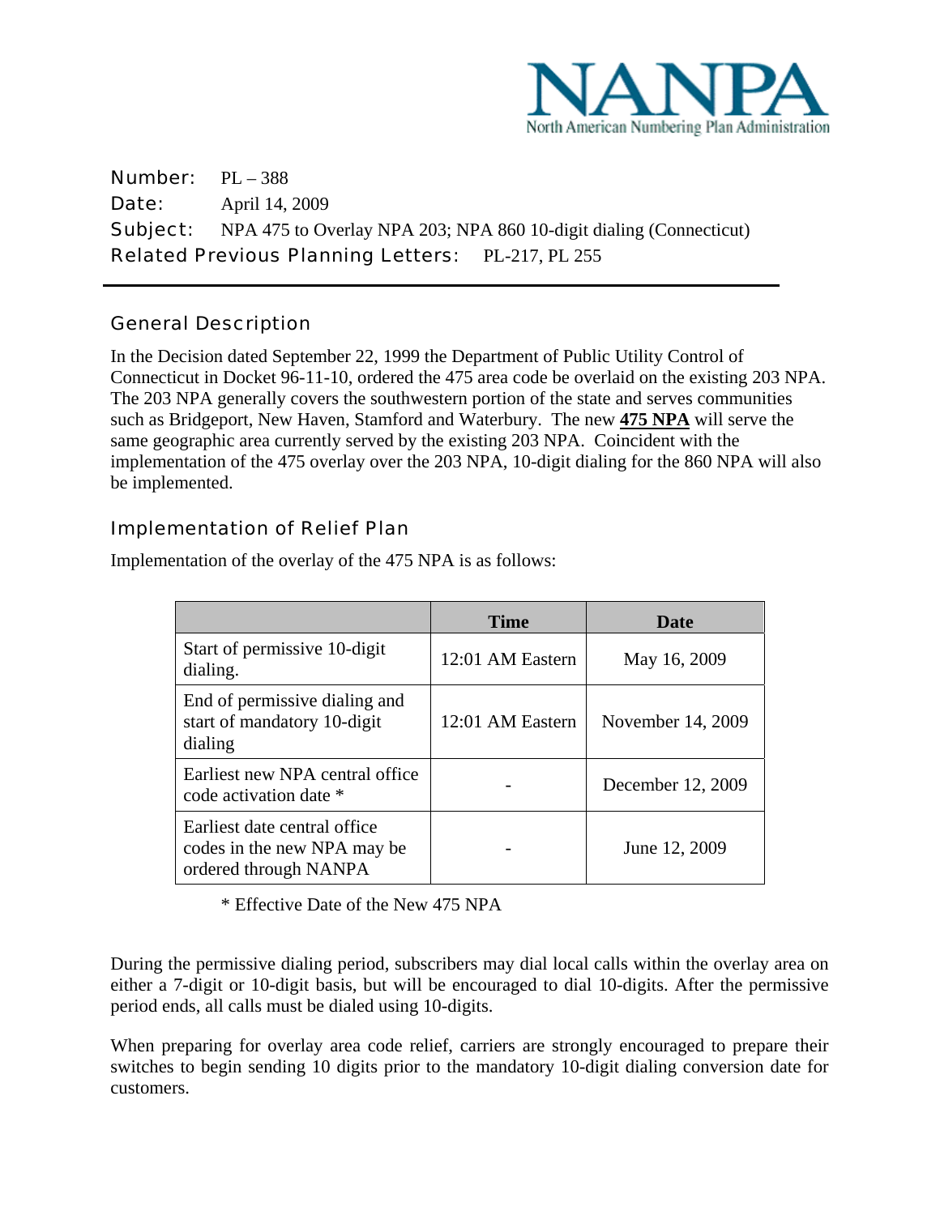NANPA
North American Numbering Plan Administration

**Number:** PL – 388
**Date:** April 14, 2009
**Subject:** NPA 475 to Overlay NPA 203; NPA 860 10-digit dialing (Connecticut)
**Related Previous Planning Letters:** PL-217, PL 255

## General Description

In the Decision dated September 22, 1999 the Department of Public Utility Control of Connecticut in Docket 96-11-10, ordered the 475 area code be overlaid on the existing 203 NPA. The 203 NPA generally covers the southwestern portion of the state and serves communities such as Bridgeport, New Haven, Stamford and Waterbury. The new **475 NPA** will serve the same geographic area currently served by the existing 203 NPA. Coincident with the implementation of the 475 overlay over the 203 NPA, 10-digit dialing for the 860 NPA will also be implemented.

## Implementation of Relief Plan

Implementation of the overlay of the 475 NPA is as follows:

| | Time | Date |
|---|---|---|
| Start of permissive 10-digit dialing. | 12:01 AM Eastern | May 16, 2009 |
| End of permissive dialing and start of mandatory 10-digit dialing | 12:01 AM Eastern | November 14, 2009 |
| Earliest new NPA central office code activation date * | - | December 12, 2009 |
| Earliest date central office codes in the new NPA may be ordered through NANPA | - | June 12, 2009 |

\* Effective Date of the New 475 NPA

During the permissive dialing period, subscribers may dial local calls within the overlay area on either a 7-digit or 10-digit basis, but will be encouraged to dial 10-digits. After the permissive period ends, all calls must be dialed using 10-digits.

When preparing for overlay area code relief, carriers are strongly encouraged to prepare their switches to begin sending 10 digits prior to the mandatory 10-digit dialing conversion date for customers.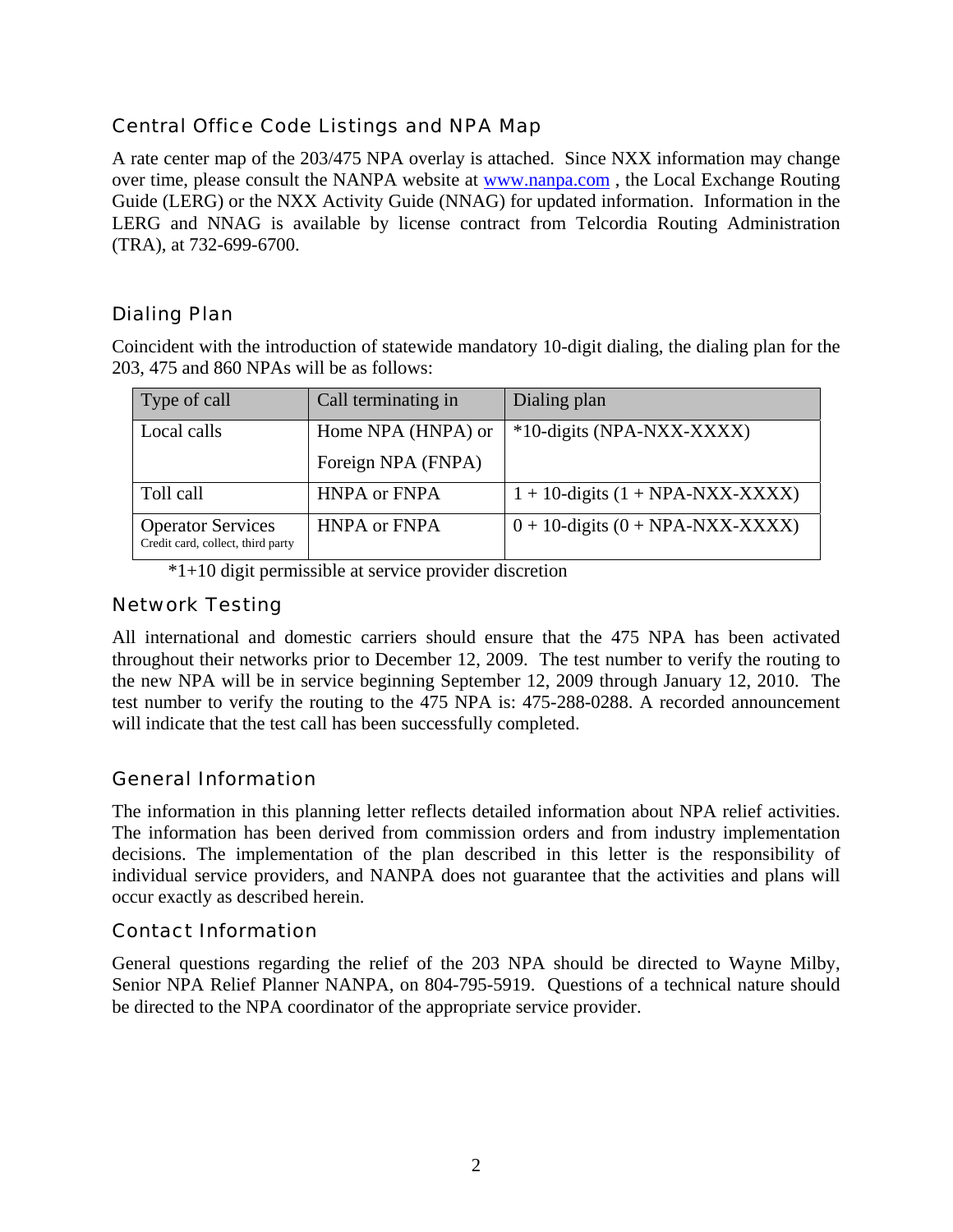## Central Office Code Listings and NPA Map

A rate center map of the 203/475 NPA overlay is attached. Since NXX information may change over time, please consult the NANPA website at www.nanpa.com , the Local Exchange Routing Guide (LERG) or the NXX Activity Guide (NNAG) for updated information. Information in the LERG and NNAG is available by license contract from Telcordia Routing Administration (TRA), at 732-699-6700.

## Dialing Plan

Coincident with the introduction of statewide mandatory 10-digit dialing, the dialing plan for the 203, 475 and 860 NPAs will be as follows:

| Type of call | Call terminating in | Dialing plan |
|---|---|---|
| Local calls | Home NPA (HNPA) or Foreign NPA (FNPA) | *10-digits (NPA-NXX-XXXX) |
| Toll call | HNPA or FNPA | 1 + 10-digits (1 + NPA-NXX-XXXX) |
| Operator Services<br>Credit card, collect, third party | HNPA or FNPA | 0 + 10-digits (0 + NPA-NXX-XXXX) |

*1+10 digit permissible at service provider discretion

## Network Testing

All international and domestic carriers should ensure that the 475 NPA has been activated throughout their networks prior to December 12, 2009. The test number to verify the routing to the new NPA will be in service beginning September 12, 2009 through January 12, 2010. The test number to verify the routing to the 475 NPA is: 475-288-0288. A recorded announcement will indicate that the test call has been successfully completed.

## General Information

The information in this planning letter reflects detailed information about NPA relief activities. The information has been derived from commission orders and from industry implementation decisions. The implementation of the plan described in this letter is the responsibility of individual service providers, and NANPA does not guarantee that the activities and plans will occur exactly as described herein.

## Contact Information

General questions regarding the relief of the 203 NPA should be directed to Wayne Milby, Senior NPA Relief Planner NANPA, on 804-795-5919. Questions of a technical nature should be directed to the NPA coordinator of the appropriate service provider.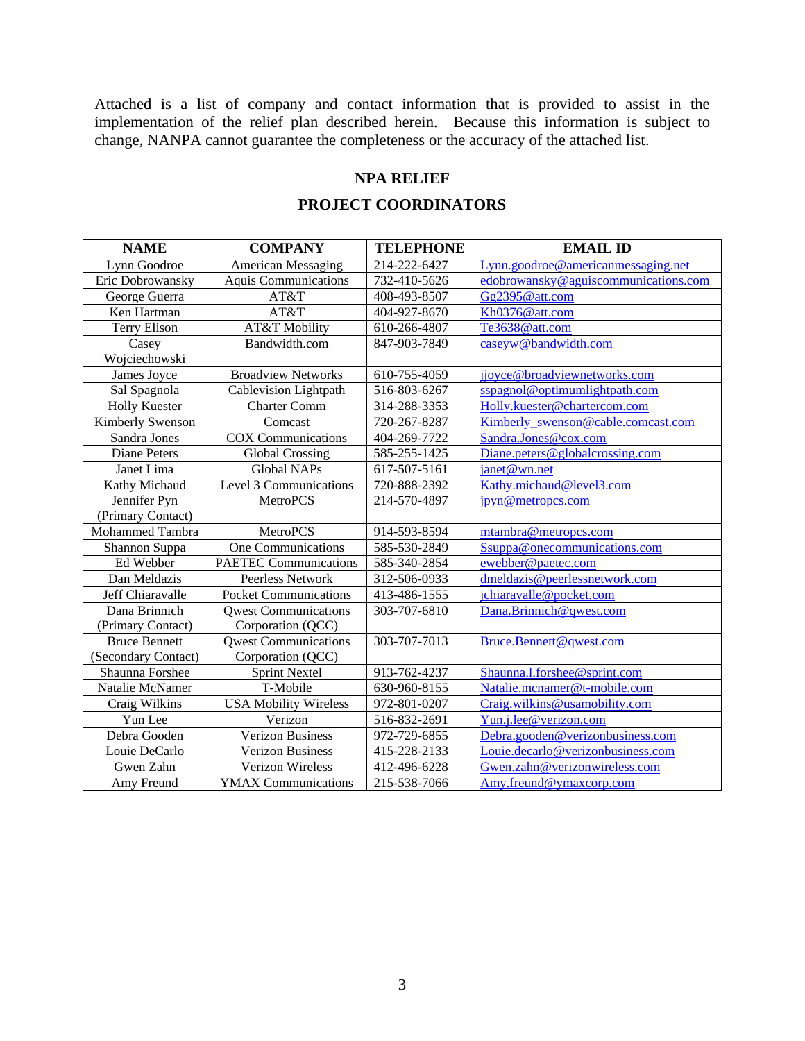Attached is a list of company and contact information that is provided to assist in the implementation of the relief plan described herein. Because this information is subject to change, NANPA cannot guarantee the completeness or the accuracy of the attached list.

## NPA RELIEF

## PROJECT COORDINATORS

| NAME | COMPANY | TELEPHONE | EMAIL ID |
|---|---|---|---|
| Lynn Goodroe | American Messaging | 214-222-6427 | Lynn.goodroe@americanmessaging.net |
| Eric Dobrowansky | Aquis Communications | 732-410-5626 | edobrowansky@aguiscommunications.com |
| George Guerra | AT&T | 408-493-8507 | Gg2395@att.com |
| Ken Hartman | AT&T | 404-927-8670 | Kh0376@att.com |
| Terry Elison | AT&T Mobility | 610-266-4807 | Te3638@att.com |
| Casey Wojciechowski | Bandwidth.com | 847-903-7849 | caseyw@bandwidth.com |
| James Joyce | Broadview Networks | 610-755-4059 | jjoyce@broadviewnetworks.com |
| Sal Spagnola | Cablevision Lightpath | 516-803-6267 | sspagnol@optimumlightpath.com |
| Holly Kuester | Charter Comm | 314-288-3353 | Holly.kuester@chartercom.com |
| Kimberly Swenson | Comcast | 720-267-8287 | Kimberly_swenson@cable.comcast.com |
| Sandra Jones | COX Communications | 404-269-7722 | Sandra.Jones@cox.com |
| Diane Peters | Global Crossing | 585-255-1425 | Diane.peters@globalcrossing.com |
| Janet Lima | Global NAPs | 617-507-5161 | janet@wn.net |
| Kathy Michaud | Level 3 Communications | 720-888-2392 | Kathy.michaud@level3.com |
| Jennifer Pyn (Primary Contact) | MetroPCS | 214-570-4897 | jpyn@metropcs.com |
| Mohammed Tambra | MetroPCS | 914-593-8594 | mtambra@metropcs.com |
| Shannon Suppa | One Communications | 585-530-2849 | Ssuppa@onecommunications.com |
| Ed Webber | PAETEC Communications | 585-340-2854 | ewebber@paetec.com |
| Dan Meldazis | Peerless Network | 312-506-0933 | dmeldazis@peerlessnetwork.com |
| Jeff Chiaravalle | Pocket Communications | 413-486-1555 | jchiaravalle@pocket.com |
| Dana Brinnich (Primary Contact) | Qwest Communications Corporation (QCC) | 303-707-6810 | Dana.Brinnich@qwest.com |
| Bruce Bennett (Secondary Contact) | Qwest Communications Corporation (QCC) | 303-707-7013 | Bruce.Bennett@qwest.com |
| Shaunna Forshee | Sprint Nextel | 913-762-4237 | Shaunna.l.forshee@sprint.com |
| Natalie McNamer | T-Mobile | 630-960-8155 | Natalie.mcnamer@t-mobile.com |
| Craig Wilkins | USA Mobility Wireless | 972-801-0207 | Craig.wilkins@usamobility.com |
| Yun Lee | Verizon | 516-832-2691 | Yun.j.lee@verizon.com |
| Debra Gooden | Verizon Business | 972-729-6855 | Debra.gooden@verizonbusiness.com |
| Louie DeCarlo | Verizon Business | 415-228-2133 | Louie.decarlo@verizonbusiness.com |
| Gwen Zahn | Verizon Wireless | 412-496-6228 | Gwen.zahn@verizonwireless.com |
| Amy Freund | YMAX Communications | 215-538-7066 | Amy.freund@ymaxcorp.com |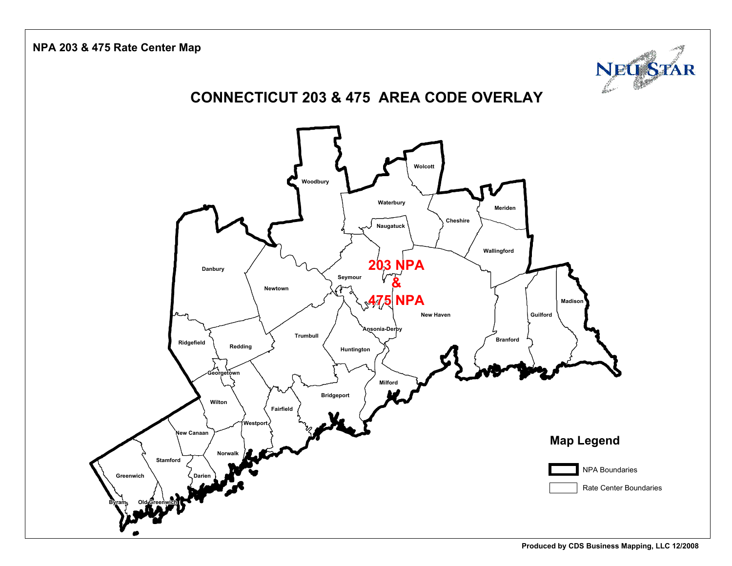**NPA 203 & 475 Rate Center Map**

NEU STAR

# CONNECTICUT 203 & 475 AREA CODE OVERLAY

Woodbury

Wolcott

Waterbury

Meriden

Cheshire

Naugatuck

Wallingford

**203 NPA & 475 NPA**

Danbury

Seymour

Newtown

Madison

New Haven

Guilford

Ansonia-Derby

Trumbull

Branford

Ridgefield

Redding

Huntington

Georgetown

Milford

Bridgeport

Wilton

Fairfield

Westport

New Canaan

Norwalk

Stamford

Greenwich

Darien

Byram

Old Greenwich

## Map Legend

NPA Boundaries

Rate Center Boundaries

Produced by CDS Business Mapping, LLC 12/2008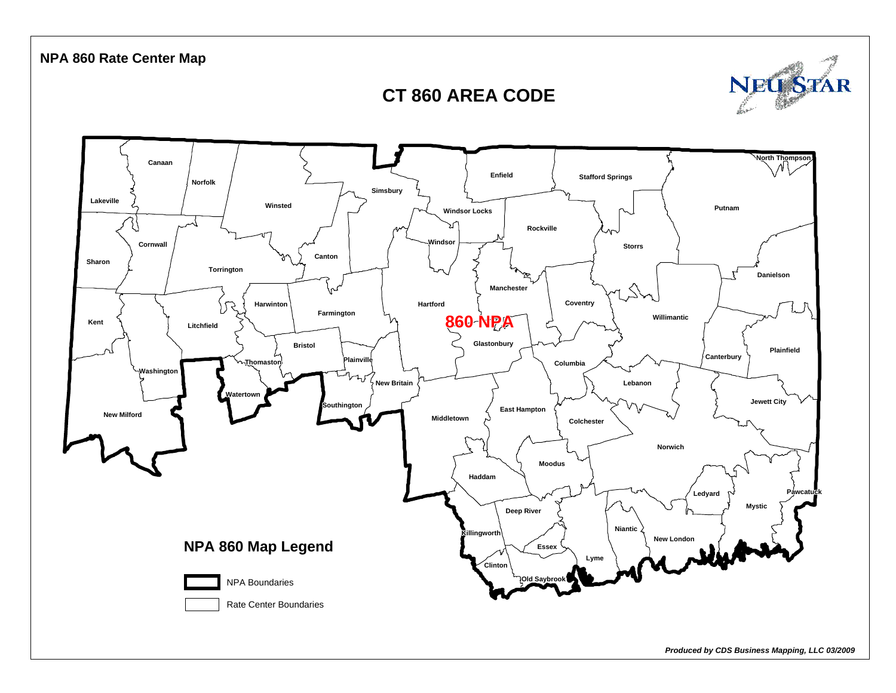# NPA 860 Rate Center Map

## CT 860 AREA CODE

NEUSTAR

Canaan
Norfolk
Lakeville
Winsted
Simsbury
Enfield
Stafford Springs
North Thompson
Putnam
Windsor Locks
Rockville
Storrs
Cornwall
Sharon
Torrington
Canton
Windsor
Danielson
Manchester
Harwinton
Farmington
Hartford
Coventry
Willimantic
Kent
Litchfield
860 NPA
Glastonbury
Bristol
Plainfield
Canterbury
Thomaston
Plainville
Columbia
Washington
New Britain
Lebanon
Watertown
Jewett City
Southington
East Hampton
New Milford
Middletown
Colchester
Norwich
Moodus
Haddam
Ledyard
Pawcatuck
Mystic
Deep River
Niantic
Killingworth
New London
Essex
Lyme
Clinton
Old Saybrook

## NPA 860 Map Legend

NPA Boundaries

Rate Center Boundaries

*Produced by CDS Business Mapping, LLC 03/2009*